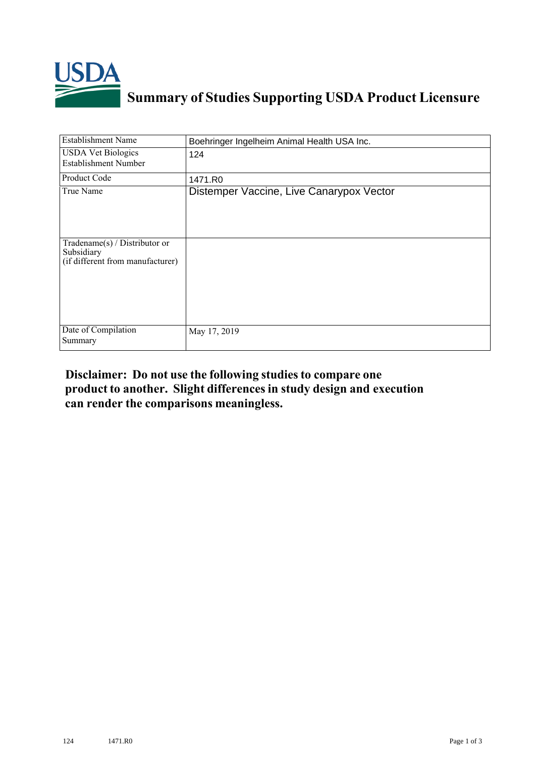# Summary of Studies Supporting USDA Product Licensure

| | |
|---|---|
| Establishment Name | Boehringer Ingelheim Animal Health USA Inc. |
| USDA Vet Biologics Establishment Number | 124 |
| Product Code | 1471.R0 |
| True Name | Distemper Vaccine, Live Canarypox Vector |
| Tradename(s) / Distributor or Subsidiary (if different from manufacturer) | |
| Date of Compilation Summary | May 17, 2019 |

**Disclaimer: Do not use the following studies to compare one product to another. Slight differences in study design and execution can render the comparisons meaningless.**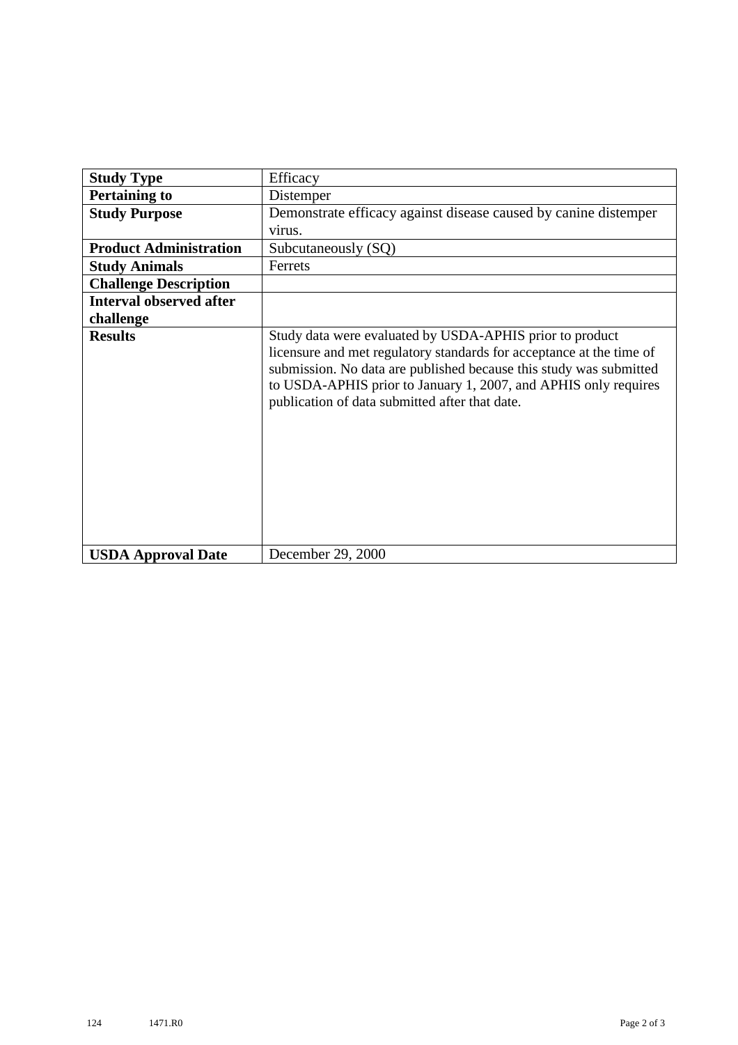| | |
|---|---|
| **Study Type** | Efficacy |
| **Pertaining to** | Distemper |
| **Study Purpose** | Demonstrate efficacy against disease caused by canine distemper virus. |
| **Product Administration** | Subcutaneously (SQ) |
| **Study Animals** | Ferrets |
| **Challenge Description** | |
| **Interval observed after challenge** | |
| **Results** | Study data were evaluated by USDA-APHIS prior to product licensure and met regulatory standards for acceptance at the time of submission. No data are published because this study was submitted to USDA-APHIS prior to January 1, 2007, and APHIS only requires publication of data submitted after that date. |
| **USDA Approval Date** | December 29, 2000 |

124 1471.R0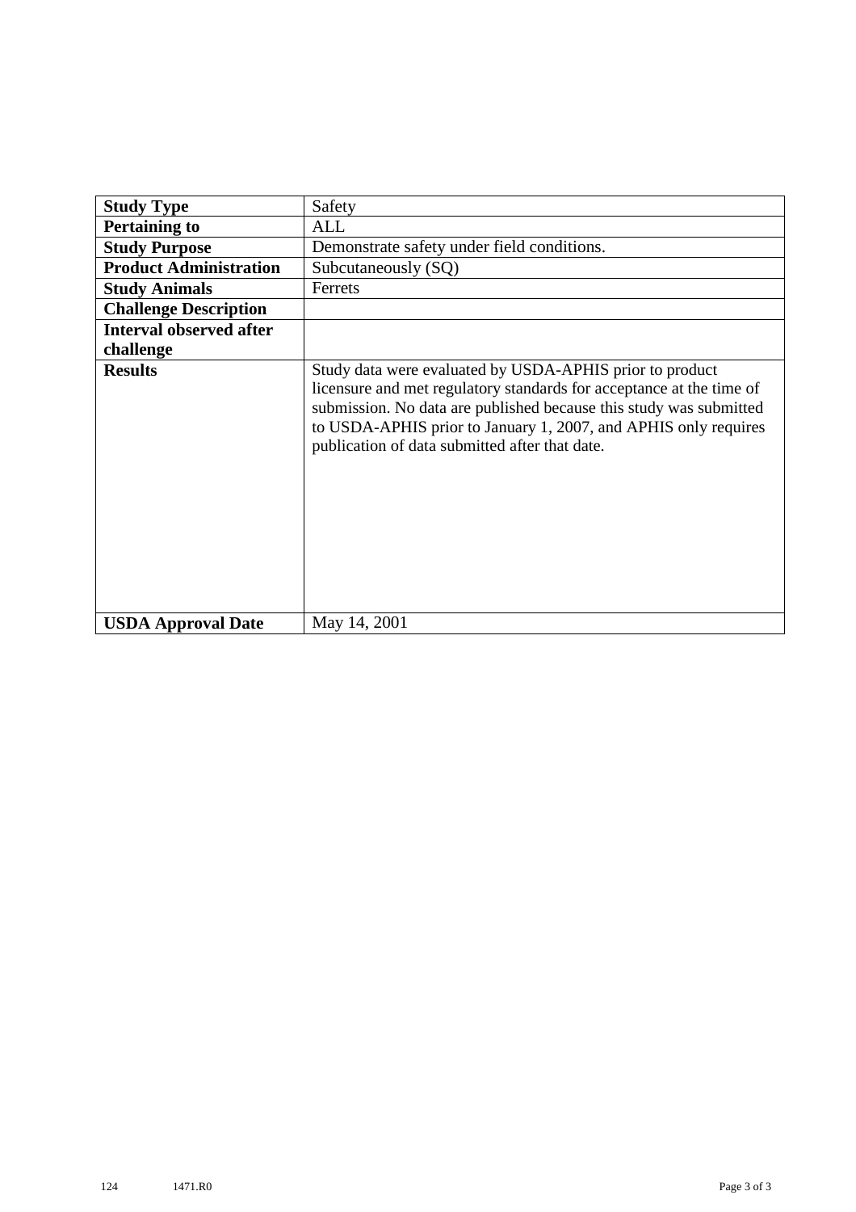| | |
|---|---|
| **Study Type** | Safety |
| **Pertaining to** | ALL |
| **Study Purpose** | Demonstrate safety under field conditions. |
| **Product Administration** | Subcutaneously (SQ) |
| **Study Animals** | Ferrets |
| **Challenge Description** | |
| **Interval observed after challenge** | |
| **Results** | Study data were evaluated by USDA-APHIS prior to product licensure and met regulatory standards for acceptance at the time of submission. No data are published because this study was submitted to USDA-APHIS prior to January 1, 2007, and APHIS only requires publication of data submitted after that date. |
| **USDA Approval Date** | May 14, 2001 |

124 1471.R0